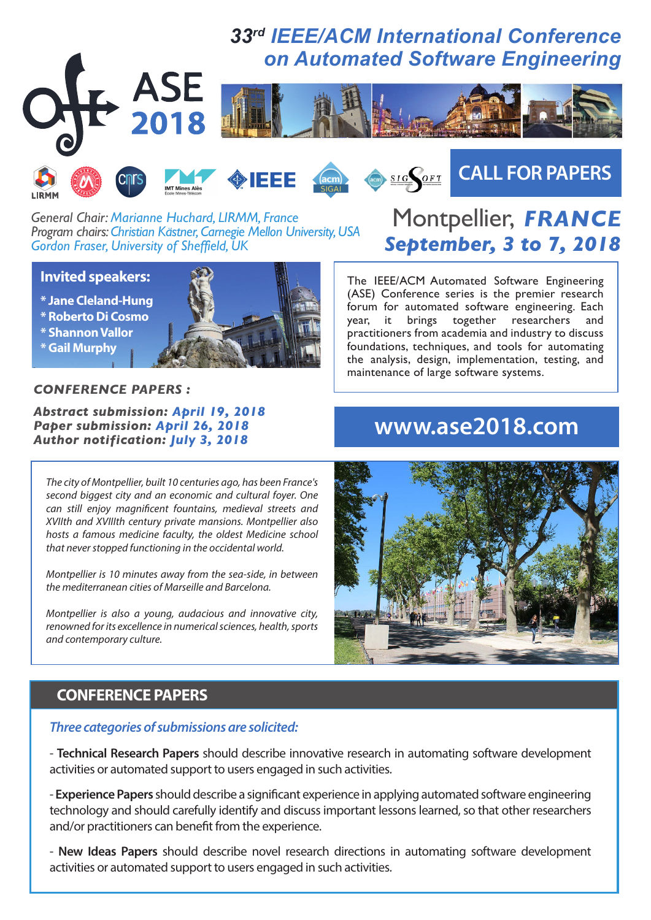# 33rd IEEE/ACM International Conference on Automated Software Engineering

ASE 2018

## CALL FOR PAPERS

General Chair: *Marianne Huchard, LIRMM, France*
Program chairs: *Christian Kästner, Carnegie Mellon University, USA*
*Gordon Fraser, University of Sheffield, UK*

**Montpellier, FRANCE**
**September, 3 to 7, 2018**

### Invited speakers:

- Jane Cleland-Hung
- Roberto Di Cosmo
- Shannon Vallor
- Gail Murphy

The IEEE/ACM Automated Software Engineering (ASE) Conference series is the premier research forum for automated software engineering. Each year, it brings together researchers and practitioners from academia and industry to discuss foundations, techniques, and tools for automating the analysis, design, implementation, testing, and maintenance of large software systems.

### CONFERENCE PAPERS :

**Abstract submission:** April 19, 2018
**Paper submission:** April 26, 2018
**Author notification:** July 3, 2018

**www.ase2018.com**

*The city of Montpellier, built 10 centuries ago, has been France's second biggest city and an economic and cultural foyer. One can still enjoy magnificent fountains, medieval streets and XVIIth and XVIIIth century private mansions. Montpellier also hosts a famous medicine faculty, the oldest Medicine school that never stopped functioning in the occidental world.*

*Montpellier is 10 minutes away from the sea-side, in between the mediterranean cities of Marseille and Barcelona.*

*Montpellier is also a young, audacious and innovative city, renowned for its excellence in numerical sciences, health, sports and contemporary culture.*

## CONFERENCE PAPERS

*Three categories of submissions are solicited:*

- **Technical Research Papers** should describe innovative research in automating software development activities or automated support to users engaged in such activities.

- **Experience Papers** should describe a significant experience in applying automated software engineering technology and should carefully identify and discuss important lessons learned, so that other researchers and/or practitioners can benefit from the experience.

- **New Ideas Papers** should describe novel research directions in automating software development activities or automated support to users engaged in such activities.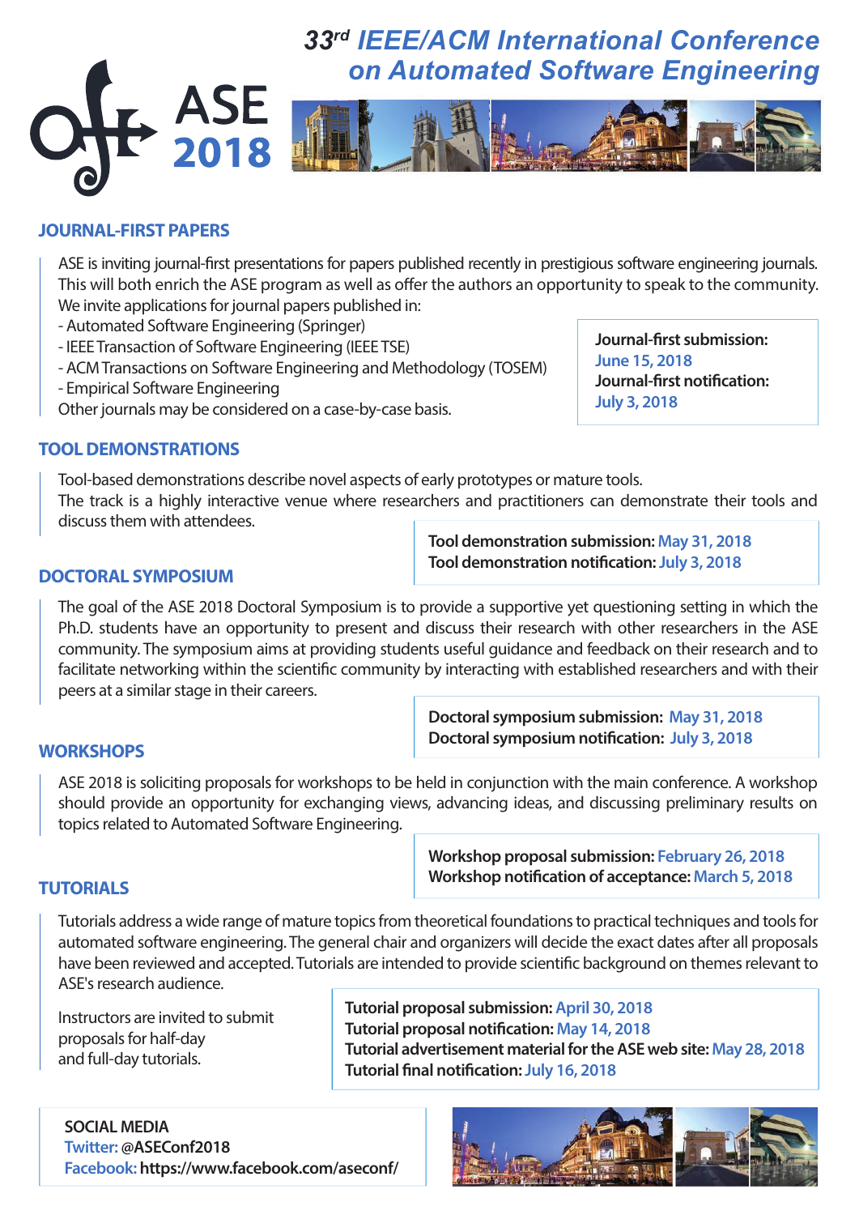# 33rd IEEE/ACM International Conference on Automated Software Engineering

ASE 2018

## JOURNAL-FIRST PAPERS

ASE is inviting journal-first presentations for papers published recently in prestigious software engineering journals. This will both enrich the ASE program as well as offer the authors an opportunity to speak to the community. We invite applications for journal papers published in:

- Automated Software Engineering (Springer)
- IEEE Transaction of Software Engineering (IEEE TSE)
- ACM Transactions on Software Engineering and Methodology (TOSEM)
- Empirical Software Engineering

Other journals may be considered on a case-by-case basis.

**Journal-first submission:** June 15, 2018
**Journal-first notification:** July 3, 2018

## TOOL DEMONSTRATIONS

Tool-based demonstrations describe novel aspects of early prototypes or mature tools.
The track is a highly interactive venue where researchers and practitioners can demonstrate their tools and discuss them with attendees.

**Tool demonstration submission:** May 31, 2018
**Tool demonstration notification:** July 3, 2018

## DOCTORAL SYMPOSIUM

The goal of the ASE 2018 Doctoral Symposium is to provide a supportive yet questioning setting in which the Ph.D. students have an opportunity to present and discuss their research with other researchers in the ASE community. The symposium aims at providing students useful guidance and feedback on their research and to facilitate networking within the scientific community by interacting with established researchers and with their peers at a similar stage in their careers.

**Doctoral symposium submission:** May 31, 2018
**Doctoral symposium notification:** July 3, 2018

## WORKSHOPS

ASE 2018 is soliciting proposals for workshops to be held in conjunction with the main conference. A workshop should provide an opportunity for exchanging views, advancing ideas, and discussing preliminary results on topics related to Automated Software Engineering.

**Workshop proposal submission:** February 26, 2018
**Workshop notification of acceptance:** March 5, 2018

## TUTORIALS

Tutorials address a wide range of mature topics from theoretical foundations to practical techniques and tools for automated software engineering. The general chair and organizers will decide the exact dates after all proposals have been reviewed and accepted. Tutorials are intended to provide scientific background on themes relevant to ASE's research audience.

Instructors are invited to submit proposals for half-day and full-day tutorials.

**Tutorial proposal submission:** April 30, 2018
**Tutorial proposal notification:** May 14, 2018
**Tutorial advertisement material for the ASE web site:** May 28, 2018
**Tutorial final notification:** July 16, 2018

**SOCIAL MEDIA**
Twitter: @ASEConf2018
Facebook: https://www.facebook.com/aseconf/